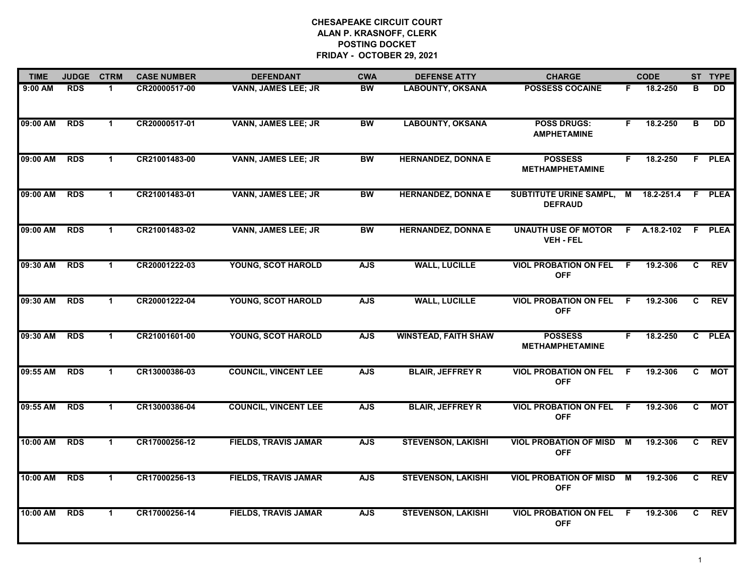# CHESAPEAKE CIRCUIT COURT
## ALAN P. KRASNOFF, CLERK
## POSTING DOCKET
## FRIDAY - OCTOBER 29, 2021

| TIME | JUDGE | CTRM | CASE NUMBER | DEFENDANT | CWA | DEFENSE ATTY | CHARGE | | CODE | ST | TYPE |
|---|---|---|---|---|---|---|---|---|---|---|---|
| 9:00 AM | RDS | 1 | CR20000517-00 | VANN, JAMES LEE; JR | BW | LABOUNTY, OKSANA | POSSESS COCAINE | F | 18.2-250 | B | DD |
| 09:00 AM | RDS | 1 | CR20000517-01 | VANN, JAMES LEE; JR | BW | LABOUNTY, OKSANA | POSS DRUGS: AMPHETAMINE | F | 18.2-250 | B | DD |
| 09:00 AM | RDS | 1 | CR21001483-00 | VANN, JAMES LEE; JR | BW | HERNANDEZ, DONNA E | POSSESS METHAMPHETAMINE | F | 18.2-250 | F | PLEA |
| 09:00 AM | RDS | 1 | CR21001483-01 | VANN, JAMES LEE; JR | BW | HERNANDEZ, DONNA E | SUBTITUTE URINE SAMPL, DEFRAUD | M | 18.2-251.4 | F | PLEA |
| 09:00 AM | RDS | 1 | CR21001483-02 | VANN, JAMES LEE; JR | BW | HERNANDEZ, DONNA E | UNAUTH USE OF MOTOR VEH - FEL | F | A.18.2-102 | F | PLEA |
| 09:30 AM | RDS | 1 | CR20001222-03 | YOUNG, SCOT HAROLD | AJS | WALL, LUCILLE | VIOL PROBATION ON FEL OFF | F | 19.2-306 | C | REV |
| 09:30 AM | RDS | 1 | CR20001222-04 | YOUNG, SCOT HAROLD | AJS | WALL, LUCILLE | VIOL PROBATION ON FEL OFF | F | 19.2-306 | C | REV |
| 09:30 AM | RDS | 1 | CR21001601-00 | YOUNG, SCOT HAROLD | AJS | WINSTEAD, FAITH SHAW | POSSESS METHAMPHETAMINE | F | 18.2-250 | C | PLEA |
| 09:55 AM | RDS | 1 | CR13000386-03 | COUNCIL, VINCENT LEE | AJS | BLAIR, JEFFREY R | VIOL PROBATION ON FEL OFF | F | 19.2-306 | C | MOT |
| 09:55 AM | RDS | 1 | CR13000386-04 | COUNCIL, VINCENT LEE | AJS | BLAIR, JEFFREY R | VIOL PROBATION ON FEL OFF | F | 19.2-306 | C | MOT |
| 10:00 AM | RDS | 1 | CR17000256-12 | FIELDS, TRAVIS JAMAR | AJS | STEVENSON, LAKISHI | VIOL PROBATION OF MISD OFF | M | 19.2-306 | C | REV |
| 10:00 AM | RDS | 1 | CR17000256-13 | FIELDS, TRAVIS JAMAR | AJS | STEVENSON, LAKISHI | VIOL PROBATION OF MISD OFF | M | 19.2-306 | C | REV |
| 10:00 AM | RDS | 1 | CR17000256-14 | FIELDS, TRAVIS JAMAR | AJS | STEVENSON, LAKISHI | VIOL PROBATION ON FEL OFF | F | 19.2-306 | C | REV |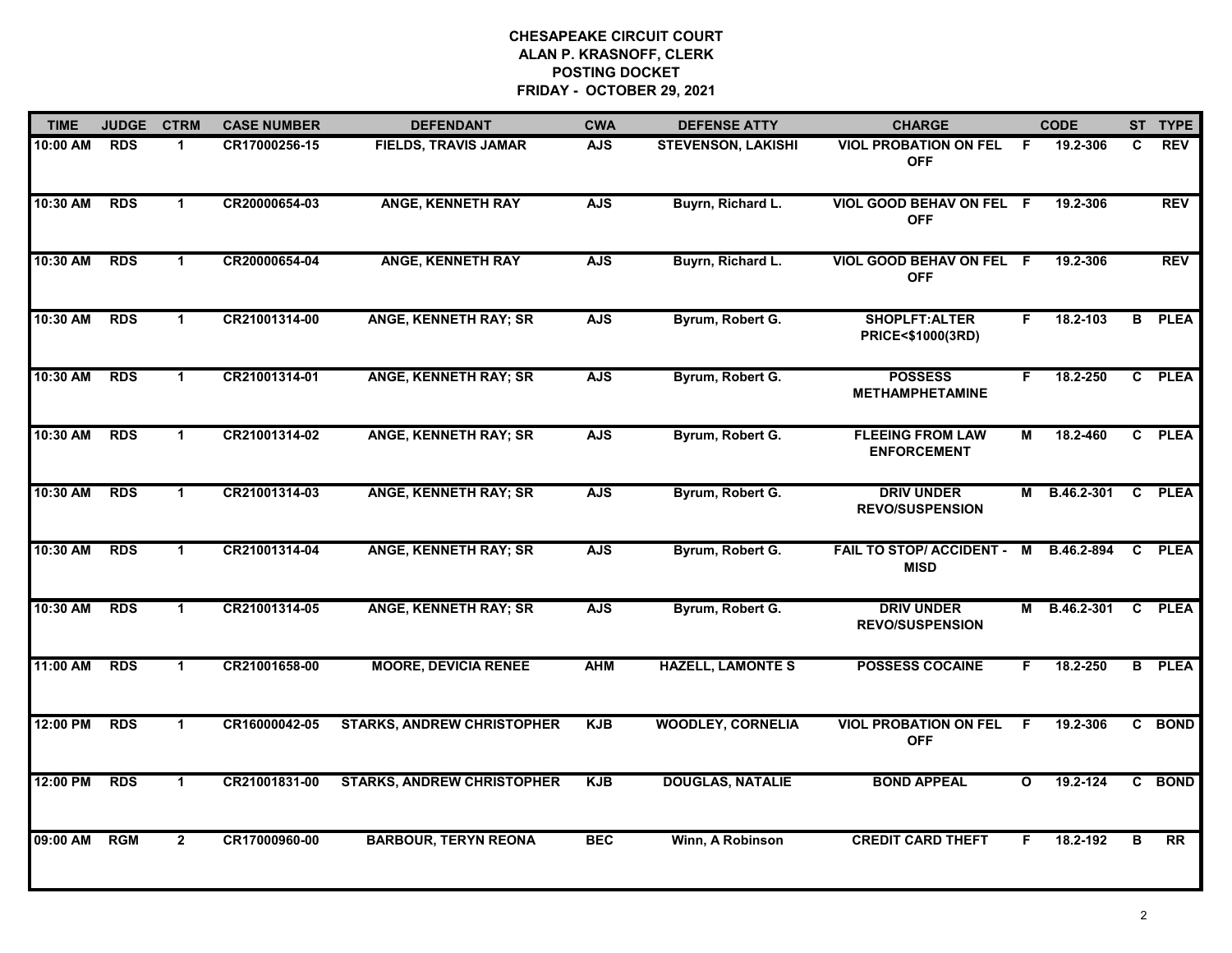**CHESAPEAKE CIRCUIT COURT**
**ALAN P. KRASNOFF, CLERK**
**POSTING DOCKET**
**FRIDAY - OCTOBER 29, 2021**

| TIME | JUDGE | CTRM | CASE NUMBER | DEFENDANT | CWA | DEFENSE ATTY | CHARGE | | CODE | ST | TYPE |
|---|---|---|---|---|---|---|---|---|---|---|---|
| 10:00 AM | RDS | 1 | CR17000256-15 | FIELDS, TRAVIS JAMAR | AJS | STEVENSON, LAKISHI | VIOL PROBATION ON FEL OFF | F | 19.2-306 | C | REV |
| 10:30 AM | RDS | 1 | CR20000654-03 | ANGE, KENNETH RAY | AJS | Buyrn, Richard L. | VIOL GOOD BEHAV ON FEL OFF | F | 19.2-306 | | REV |
| 10:30 AM | RDS | 1 | CR20000654-04 | ANGE, KENNETH RAY | AJS | Buyrn, Richard L. | VIOL GOOD BEHAV ON FEL OFF | F | 19.2-306 | | REV |
| 10:30 AM | RDS | 1 | CR21001314-00 | ANGE, KENNETH RAY; SR | AJS | Byrum, Robert G. | SHOPLFT:ALTER PRICE<$1000(3RD) | F | 18.2-103 | B | PLEA |
| 10:30 AM | RDS | 1 | CR21001314-01 | ANGE, KENNETH RAY; SR | AJS | Byrum, Robert G. | POSSESS METHAMPHETAMINE | F | 18.2-250 | C | PLEA |
| 10:30 AM | RDS | 1 | CR21001314-02 | ANGE, KENNETH RAY; SR | AJS | Byrum, Robert G. | FLEEING FROM LAW ENFORCEMENT | M | 18.2-460 | C | PLEA |
| 10:30 AM | RDS | 1 | CR21001314-03 | ANGE, KENNETH RAY; SR | AJS | Byrum, Robert G. | DRIV UNDER REVO/SUSPENSION | M | B.46.2-301 | C | PLEA |
| 10:30 AM | RDS | 1 | CR21001314-04 | ANGE, KENNETH RAY; SR | AJS | Byrum, Robert G. | FAIL TO STOP/ ACCIDENT - MISD | M | B.46.2-894 | C | PLEA |
| 10:30 AM | RDS | 1 | CR21001314-05 | ANGE, KENNETH RAY; SR | AJS | Byrum, Robert G. | DRIV UNDER REVO/SUSPENSION | M | B.46.2-301 | C | PLEA |
| 11:00 AM | RDS | 1 | CR21001658-00 | MOORE, DEVICIA RENEE | AHM | HAZELL, LAMONTE S | POSSESS COCAINE | F | 18.2-250 | B | PLEA |
| 12:00 PM | RDS | 1 | CR16000042-05 | STARKS, ANDREW CHRISTOPHER | KJB | WOODLEY, CORNELIA | VIOL PROBATION ON FEL OFF | F | 19.2-306 | C | BOND |
| 12:00 PM | RDS | 1 | CR21001831-00 | STARKS, ANDREW CHRISTOPHER | KJB | DOUGLAS, NATALIE | BOND APPEAL | O | 19.2-124 | C | BOND |
| 09:00 AM | RGM | 2 | CR17000960-00 | BARBOUR, TERYN REONA | BEC | Winn, A Robinson | CREDIT CARD THEFT | F | 18.2-192 | B | RR |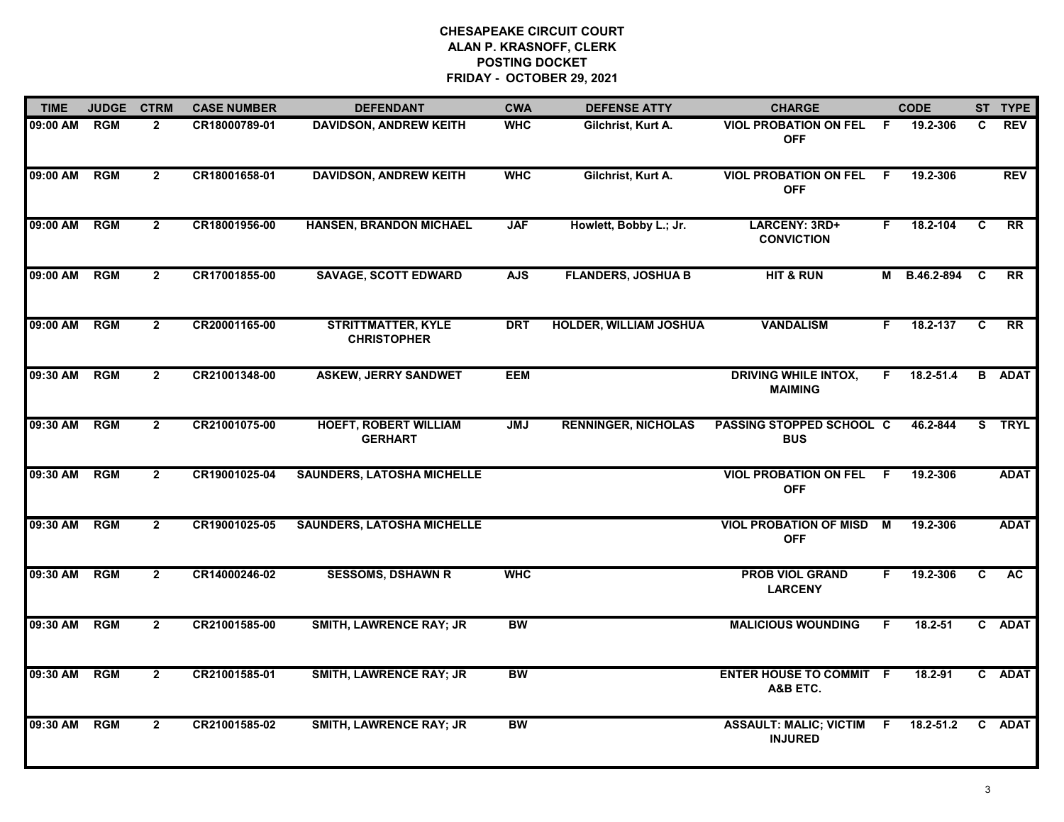# CHESAPEAKE CIRCUIT COURT
## ALAN P. KRASNOFF, CLERK
## POSTING DOCKET
## FRIDAY - OCTOBER 29, 2021

| TIME | JUDGE | CTRM | CASE NUMBER | DEFENDANT | CWA | DEFENSE ATTY | CHARGE | | CODE | ST | TYPE |
|---|---|---|---|---|---|---|---|---|---|---|---|
| 09:00 AM | RGM | 2 | CR18000789-01 | DAVIDSON, ANDREW KEITH | WHC | Gilchrist, Kurt A. | VIOL PROBATION ON FEL OFF | F | 19.2-306 | C | REV |
| 09:00 AM | RGM | 2 | CR18001658-01 | DAVIDSON, ANDREW KEITH | WHC | Gilchrist, Kurt A. | VIOL PROBATION ON FEL OFF | F | 19.2-306 | | REV |
| 09:00 AM | RGM | 2 | CR18001956-00 | HANSEN, BRANDON MICHAEL | JAF | Howlett, Bobby L.; Jr. | LARCENY: 3RD+ CONVICTION | F | 18.2-104 | C | RR |
| 09:00 AM | RGM | 2 | CR17001855-00 | SAVAGE, SCOTT EDWARD | AJS | FLANDERS, JOSHUA B | HIT & RUN | M | B.46.2-894 | C | RR |
| 09:00 AM | RGM | 2 | CR20001165-00 | STRITTMATTER, KYLE CHRISTOPHER | DRT | HOLDER, WILLIAM JOSHUA | VANDALISM | F | 18.2-137 | C | RR |
| 09:30 AM | RGM | 2 | CR21001348-00 | ASKEW, JERRY SANDWET | EEM | | DRIVING WHILE INTOX, MAIMING | F | 18.2-51.4 | B | ADAT |
| 09:30 AM | RGM | 2 | CR21001075-00 | HOEFT, ROBERT WILLIAM GERHART | JMJ | RENNINGER, NICHOLAS | PASSING STOPPED SCHOOL BUS | C | 46.2-844 | S | TRYL |
| 09:30 AM | RGM | 2 | CR19001025-04 | SAUNDERS, LATOSHA MICHELLE | | | VIOL PROBATION ON FEL OFF | F | 19.2-306 | | ADAT |
| 09:30 AM | RGM | 2 | CR19001025-05 | SAUNDERS, LATOSHA MICHELLE | | | VIOL PROBATION OF MISD OFF | M | 19.2-306 | | ADAT |
| 09:30 AM | RGM | 2 | CR14000246-02 | SESSOMS, DSHAWN R | WHC | | PROB VIOL GRAND LARCENY | F | 19.2-306 | C | AC |
| 09:30 AM | RGM | 2 | CR21001585-00 | SMITH, LAWRENCE RAY; JR | BW | | MALICIOUS WOUNDING | F | 18.2-51 | C | ADAT |
| 09:30 AM | RGM | 2 | CR21001585-01 | SMITH, LAWRENCE RAY; JR | BW | | ENTER HOUSE TO COMMIT A&B ETC. | F | 18.2-91 | C | ADAT |
| 09:30 AM | RGM | 2 | CR21001585-02 | SMITH, LAWRENCE RAY; JR | BW | | ASSAULT: MALIC; VICTIM INJURED | F | 18.2-51.2 | C | ADAT |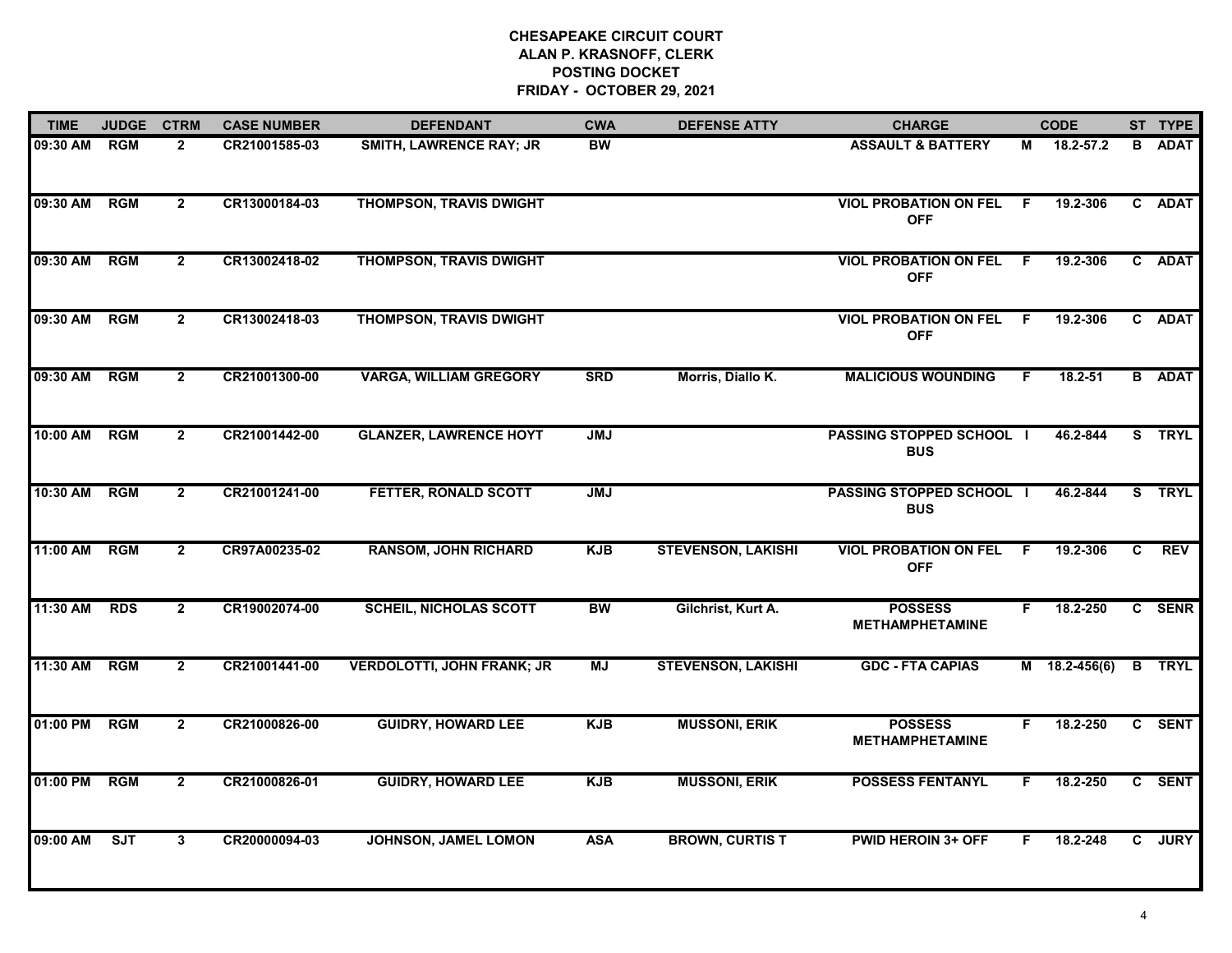# CHESAPEAKE CIRCUIT COURT
## ALAN P. KRASNOFF, CLERK
## POSTING DOCKET
## FRIDAY - OCTOBER 29, 2021

| TIME | JUDGE | CTRM | CASE NUMBER | DEFENDANT | CWA | DEFENSE ATTY | CHARGE | | CODE | ST | TYPE |
|---|---|---|---|---|---|---|---|---|---|---|---|
| 09:30 AM | RGM | 2 | CR21001585-03 | SMITH, LAWRENCE RAY; JR | BW | | ASSAULT & BATTERY | M | 18.2-57.2 | B | ADAT |
| 09:30 AM | RGM | 2 | CR13000184-03 | THOMPSON, TRAVIS DWIGHT | | | VIOL PROBATION ON FEL OFF | F | 19.2-306 | C | ADAT |
| 09:30 AM | RGM | 2 | CR13002418-02 | THOMPSON, TRAVIS DWIGHT | | | VIOL PROBATION ON FEL OFF | F | 19.2-306 | C | ADAT |
| 09:30 AM | RGM | 2 | CR13002418-03 | THOMPSON, TRAVIS DWIGHT | | | VIOL PROBATION ON FEL OFF | F | 19.2-306 | C | ADAT |
| 09:30 AM | RGM | 2 | CR21001300-00 | VARGA, WILLIAM GREGORY | SRD | Morris, Diallo K. | MALICIOUS WOUNDING | F | 18.2-51 | B | ADAT |
| 10:00 AM | RGM | 2 | CR21001442-00 | GLANZER, LAWRENCE HOYT | JMJ | | PASSING STOPPED SCHOOL BUS | I | 46.2-844 | S | TRYL |
| 10:30 AM | RGM | 2 | CR21001241-00 | FETTER, RONALD SCOTT | JMJ | | PASSING STOPPED SCHOOL BUS | I | 46.2-844 | S | TRYL |
| 11:00 AM | RGM | 2 | CR97A00235-02 | RANSOM, JOHN RICHARD | KJB | STEVENSON, LAKISHI | VIOL PROBATION ON FEL OFF | F | 19.2-306 | C | REV |
| 11:30 AM | RDS | 2 | CR19002074-00 | SCHEIL, NICHOLAS SCOTT | BW | Gilchrist, Kurt A. | POSSESS METHAMPHETAMINE | F | 18.2-250 | C | SENR |
| 11:30 AM | RGM | 2 | CR21001441-00 | VERDOLOTTI, JOHN FRANK; JR | MJ | STEVENSON, LAKISHI | GDC - FTA CAPIAS | M | 18.2-456(6) | B | TRYL |
| 01:00 PM | RGM | 2 | CR21000826-00 | GUIDRY, HOWARD LEE | KJB | MUSSONI, ERIK | POSSESS METHAMPHETAMINE | F | 18.2-250 | C | SENT |
| 01:00 PM | RGM | 2 | CR21000826-01 | GUIDRY, HOWARD LEE | KJB | MUSSONI, ERIK | POSSESS FENTANYL | F | 18.2-250 | C | SENT |
| 09:00 AM | SJT | 3 | CR20000094-03 | JOHNSON, JAMEL LOMON | ASA | BROWN, CURTIS T | PWID HEROIN 3+ OFF | F | 18.2-248 | C | JURY |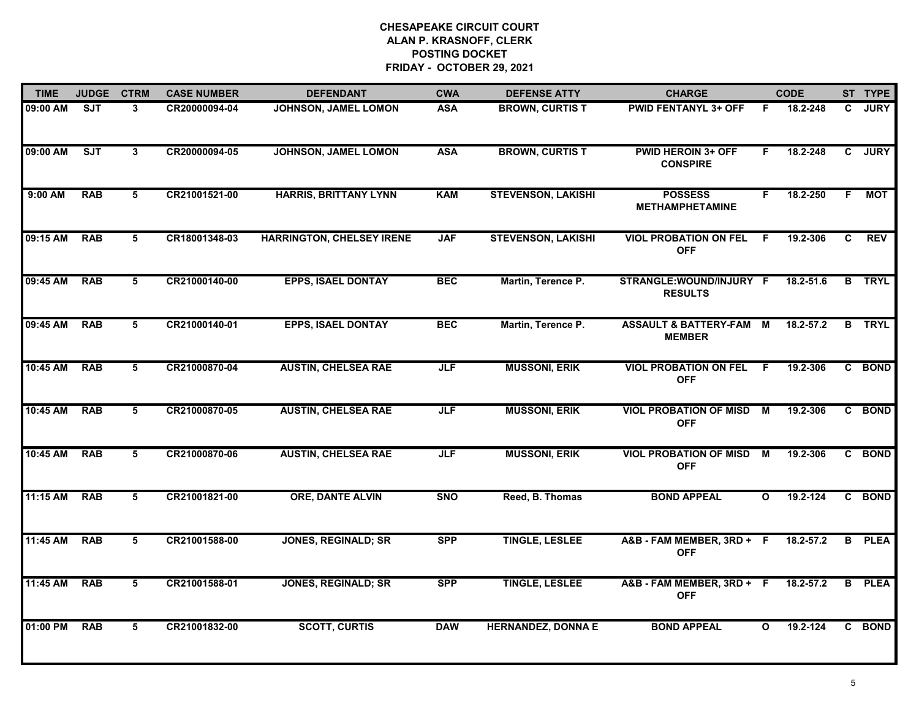# CHESAPEAKE CIRCUIT COURT
## ALAN P. KRASNOFF, CLERK
## POSTING DOCKET
## FRIDAY - OCTOBER 29, 2021

| TIME | JUDGE | CTRM | CASE NUMBER | DEFENDANT | CWA | DEFENSE ATTY | CHARGE | | CODE | ST | TYPE |
|---|---|---|---|---|---|---|---|---|---|---|---|
| 09:00 AM | SJT | 3 | CR20000094-04 | JOHNSON, JAMEL LOMON | ASA | BROWN, CURTIS T | PWID FENTANYL 3+ OFF | F | 18.2-248 | C | JURY |
| 09:00 AM | SJT | 3 | CR20000094-05 | JOHNSON, JAMEL LOMON | ASA | BROWN, CURTIS T | PWID HEROIN 3+ OFF CONSPIRE | F | 18.2-248 | C | JURY |
| 9:00 AM | RAB | 5 | CR21001521-00 | HARRIS, BRITTANY LYNN | KAM | STEVENSON, LAKISHI | POSSESS METHAMPHETAMINE | F | 18.2-250 | F | MOT |
| 09:15 AM | RAB | 5 | CR18001348-03 | HARRINGTON, CHELSEY IRENE | JAF | STEVENSON, LAKISHI | VIOL PROBATION ON FEL OFF | F | 19.2-306 | C | REV |
| 09:45 AM | RAB | 5 | CR21000140-00 | EPPS, ISAEL DONTAY | BEC | Martin, Terence P. | STRANGLE:WOUND/INJURY RESULTS | F | 18.2-51.6 | B | TRYL |
| 09:45 AM | RAB | 5 | CR21000140-01 | EPPS, ISAEL DONTAY | BEC | Martin, Terence P. | ASSAULT & BATTERY-FAM MEMBER | M | 18.2-57.2 | B | TRYL |
| 10:45 AM | RAB | 5 | CR21000870-04 | AUSTIN, CHELSEA RAE | JLF | MUSSONI, ERIK | VIOL PROBATION ON FEL OFF | F | 19.2-306 | C | BOND |
| 10:45 AM | RAB | 5 | CR21000870-05 | AUSTIN, CHELSEA RAE | JLF | MUSSONI, ERIK | VIOL PROBATION OF MISD OFF | M | 19.2-306 | C | BOND |
| 10:45 AM | RAB | 5 | CR21000870-06 | AUSTIN, CHELSEA RAE | JLF | MUSSONI, ERIK | VIOL PROBATION OF MISD OFF | M | 19.2-306 | C | BOND |
| 11:15 AM | RAB | 5 | CR21001821-00 | ORE, DANTE ALVIN | SNO | Reed, B. Thomas | BOND APPEAL | O | 19.2-124 | C | BOND |
| 11:45 AM | RAB | 5 | CR21001588-00 | JONES, REGINALD; SR | SPP | TINGLE, LESLEE | A&B - FAM MEMBER, 3RD + OFF | F | 18.2-57.2 | B | PLEA |
| 11:45 AM | RAB | 5 | CR21001588-01 | JONES, REGINALD; SR | SPP | TINGLE, LESLEE | A&B - FAM MEMBER, 3RD + OFF | F | 18.2-57.2 | B | PLEA |
| 01:00 PM | RAB | 5 | CR21001832-00 | SCOTT, CURTIS | DAW | HERNANDEZ, DONNA E | BOND APPEAL | O | 19.2-124 | C | BOND |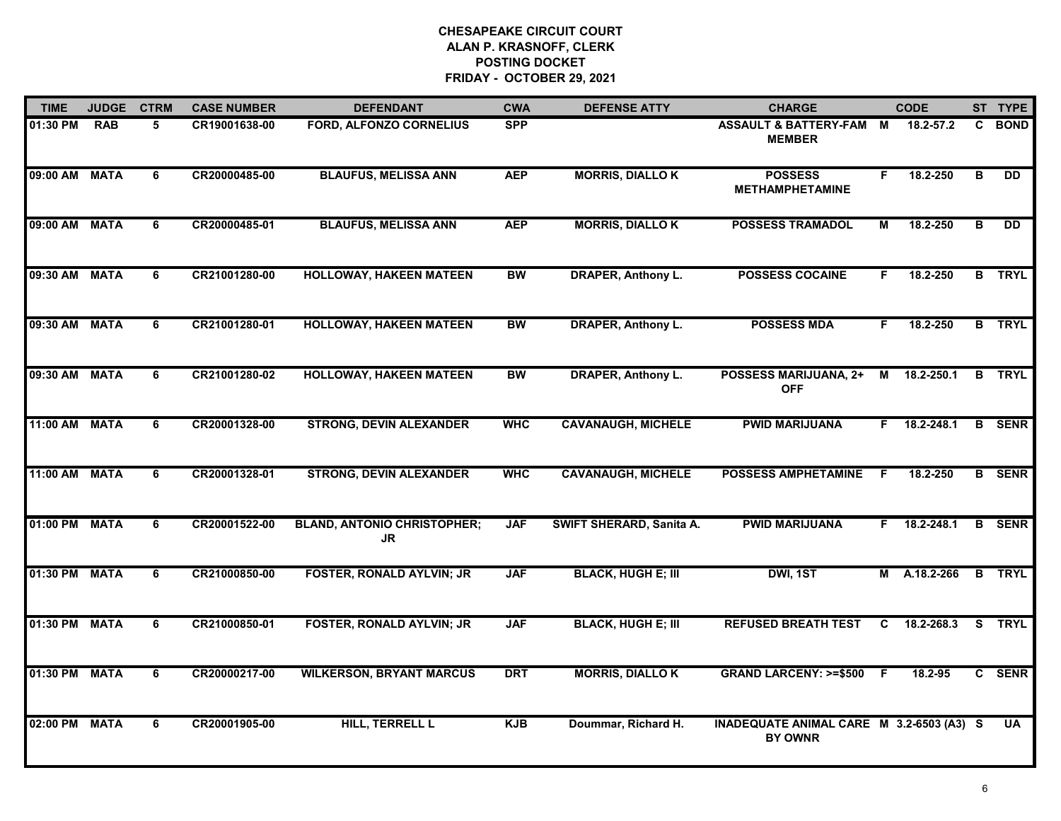# CHESAPEAKE CIRCUIT COURT
## ALAN P. KRASNOFF, CLERK
## POSTING DOCKET
## FRIDAY - OCTOBER 29, 2021

| TIME | JUDGE | CTRM | CASE NUMBER | DEFENDANT | CWA | DEFENSE ATTY | CHARGE | | CODE | ST | TYPE |
|---|---|---|---|---|---|---|---|---|---|---|---|
| 01:30 PM | RAB | 5 | CR19001638-00 | FORD, ALFONZO CORNELIUS | SPP | | ASSAULT & BATTERY-FAM MEMBER | M | 18.2-57.2 | C | BOND |
| 09:00 AM | MATA | 6 | CR20000485-00 | BLAUFUS, MELISSA ANN | AEP | MORRIS, DIALLO K | POSSESS METHAMPHETAMINE | F | 18.2-250 | B | DD |
| 09:00 AM | MATA | 6 | CR20000485-01 | BLAUFUS, MELISSA ANN | AEP | MORRIS, DIALLO K | POSSESS TRAMADOL | M | 18.2-250 | B | DD |
| 09:30 AM | MATA | 6 | CR21001280-00 | HOLLOWAY, HAKEEN MATEEN | BW | DRAPER, Anthony L. | POSSESS COCAINE | F | 18.2-250 | B | TRYL |
| 09:30 AM | MATA | 6 | CR21001280-01 | HOLLOWAY, HAKEEN MATEEN | BW | DRAPER, Anthony L. | POSSESS MDA | F | 18.2-250 | B | TRYL |
| 09:30 AM | MATA | 6 | CR21001280-02 | HOLLOWAY, HAKEEN MATEEN | BW | DRAPER, Anthony L. | POSSESS MARIJUANA, 2+ OFF | M | 18.2-250.1 | B | TRYL |
| 11:00 AM | MATA | 6 | CR20001328-00 | STRONG, DEVIN ALEXANDER | WHC | CAVANAUGH, MICHELE | PWID MARIJUANA | F | 18.2-248.1 | B | SENR |
| 11:00 AM | MATA | 6 | CR20001328-01 | STRONG, DEVIN ALEXANDER | WHC | CAVANAUGH, MICHELE | POSSESS AMPHETAMINE | F | 18.2-250 | B | SENR |
| 01:00 PM | MATA | 6 | CR20001522-00 | BLAND, ANTONIO CHRISTOPHER; JR | JAF | SWIFT SHERARD, Sanita A. | PWID MARIJUANA | F | 18.2-248.1 | B | SENR |
| 01:30 PM | MATA | 6 | CR21000850-00 | FOSTER, RONALD AYLVIN; JR | JAF | BLACK, HUGH E; III | DWI, 1ST | M | A.18.2-266 | B | TRYL |
| 01:30 PM | MATA | 6 | CR21000850-01 | FOSTER, RONALD AYLVIN; JR | JAF | BLACK, HUGH E; III | REFUSED BREATH TEST | C | 18.2-268.3 | S | TRYL |
| 01:30 PM | MATA | 6 | CR20000217-00 | WILKERSON, BRYANT MARCUS | DRT | MORRIS, DIALLO K | GRAND LARCENY: >=$500 | F | 18.2-95 | C | SENR |
| 02:00 PM | MATA | 6 | CR20001905-00 | HILL, TERRELL L | KJB | Doummar, Richard H. | INADEQUATE ANIMAL CARE BY OWNR | M | 3.2-6503 (A3) | S | UA |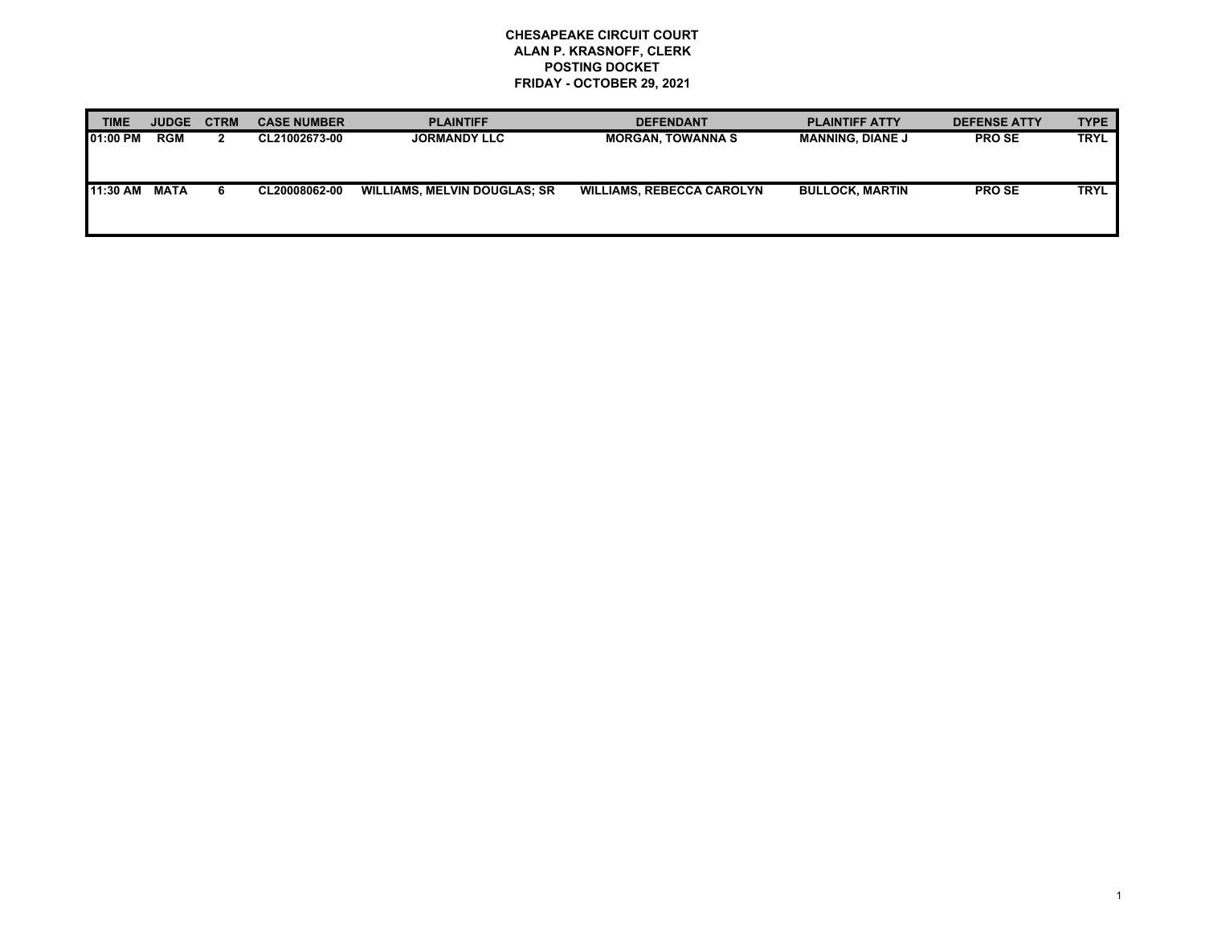**CHESAPEAKE CIRCUIT COURT**
**ALAN P. KRASNOFF, CLERK**
**POSTING DOCKET**
**FRIDAY - OCTOBER 29, 2021**

| TIME | JUDGE | CTRM | CASE NUMBER | PLAINTIFF | DEFENDANT | PLAINTIFF ATTY | DEFENSE ATTY | TYPE |
|---|---|---|---|---|---|---|---|---|
| 01:00 PM | RGM | 2 | CL21002673-00 | JORMANDY LLC | MORGAN, TOWANNA S | MANNING, DIANE J | PRO SE | TRYL |
| 11:30 AM | MATA | 6 | CL20008062-00 | WILLIAMS, MELVIN DOUGLAS; SR | WILLIAMS, REBECCA CAROLYN | BULLOCK, MARTIN | PRO SE | TRYL |